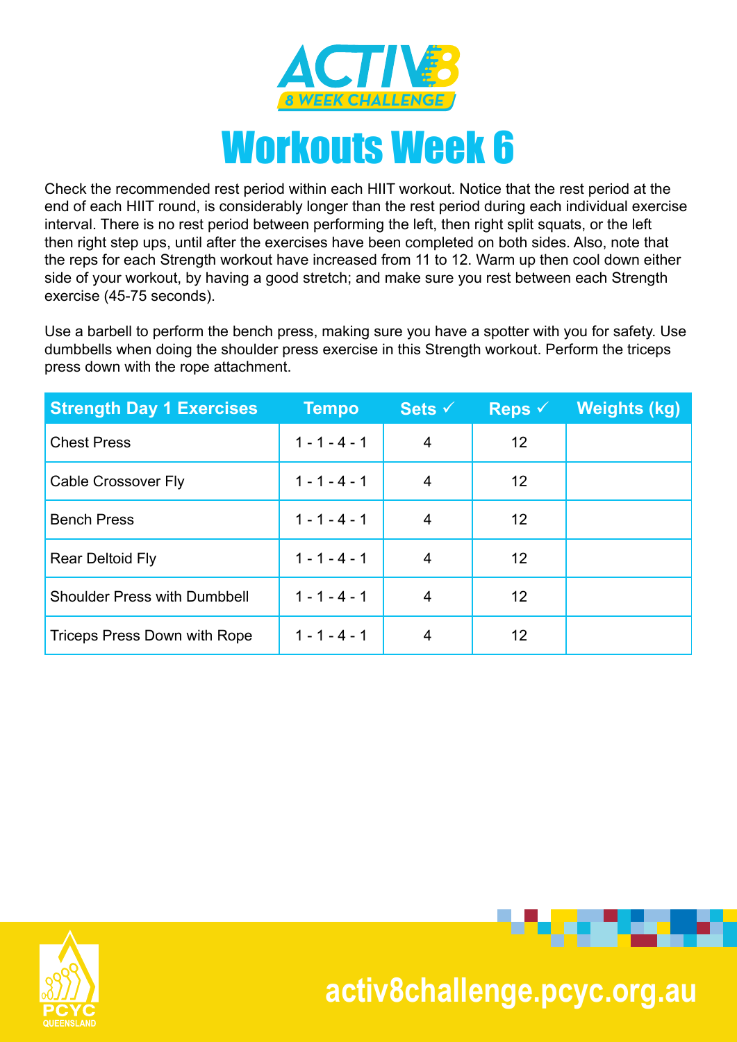# ACTIV8

## 8 WEEK CHALLENGE

# Workouts Week 6

Check the recommended rest period within each HIIT workout. Notice that the rest period at the end of each HIIT round, is considerably longer than the rest period during each individual exercise interval. There is no rest period between performing the left, then right split squats, or the left then right step ups, until after the exercises have been completed on both sides. Also, note that the reps for each Strength workout have increased from 11 to 12. Warm up then cool down either side of your workout, by having a good stretch; and make sure you rest between each Strength exercise (45-75 seconds).

Use a barbell to perform the bench press, making sure you have a spotter with you for safety. Use dumbbells when doing the shoulder press exercise in this Strength workout. Perform the triceps press down with the rope attachment.

| Strength Day 1 Exercises | Tempo | Sets ✓ | Reps ✓ | Weights (kg) |
|---|---|---|---|---|
| Chest Press | 1 - 1 - 4 - 1 | 4 | 12 | |
| Cable Crossover Fly | 1 - 1 - 4 - 1 | 4 | 12 | |
| Bench Press | 1 - 1 - 4 - 1 | 4 | 12 | |
| Rear Deltoid Fly | 1 - 1 - 4 - 1 | 4 | 12 | |
| Shoulder Press with Dumbbell | 1 - 1 - 4 - 1 | 4 | 12 | |
| Triceps Press Down with Rope | 1 - 1 - 4 - 1 | 4 | 12 | |

PCYC QUEENSLAND

activ8challenge.pcyc.org.au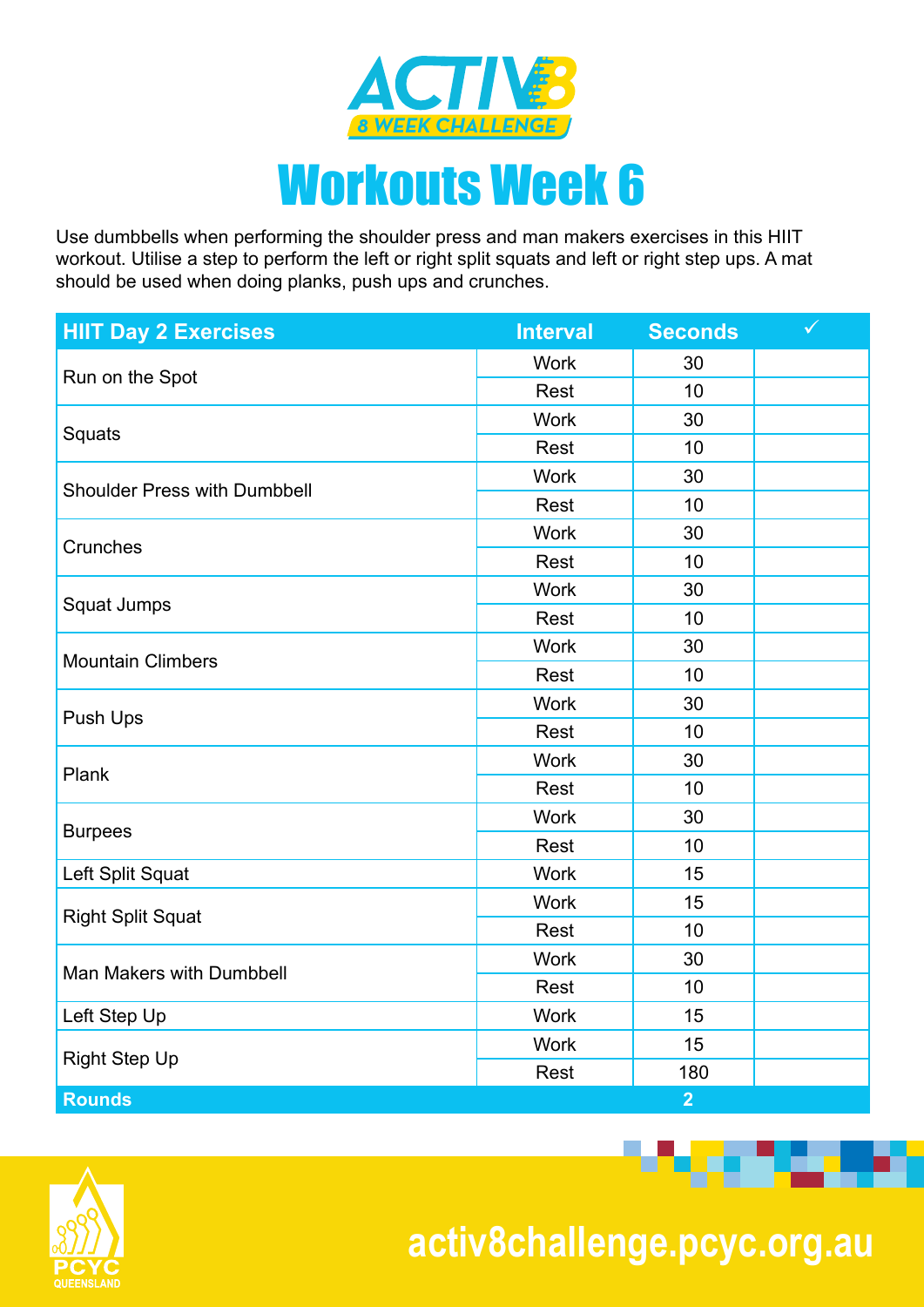# ACTIV8 8 WEEK CHALLENGE

# Workouts Week 6

Use dumbbells when performing the shoulder press and man makers exercises in this HIIT workout. Utilise a step to perform the left or right split squats and left or right step ups. A mat should be used when doing planks, push ups and crunches.

| HIIT Day 2 Exercises | Interval | Seconds | ✓ |
|---|---|---|---|
| Run on the Spot | Work | 30 | |
| | Rest | 10 | |
| Squats | Work | 30 | |
| | Rest | 10 | |
| Shoulder Press with Dumbbell | Work | 30 | |
| | Rest | 10 | |
| Crunches | Work | 30 | |
| | Rest | 10 | |
| Squat Jumps | Work | 30 | |
| | Rest | 10 | |
| Mountain Climbers | Work | 30 | |
| | Rest | 10 | |
| Push Ups | Work | 30 | |
| | Rest | 10 | |
| Plank | Work | 30 | |
| | Rest | 10 | |
| Burpees | Work | 30 | |
| | Rest | 10 | |
| Left Split Squat | Work | 15 | |
| Right Split Squat | Work | 15 | |
| | Rest | 10 | |
| Man Makers with Dumbbell | Work | 30 | |
| | Rest | 10 | |
| Left Step Up | Work | 15 | |
| Right Step Up | Work | 15 | |
| | Rest | 180 | |
| **Rounds** | | **2** | |

PCYC QUEENSLAND

activ8challenge.pcyc.org.au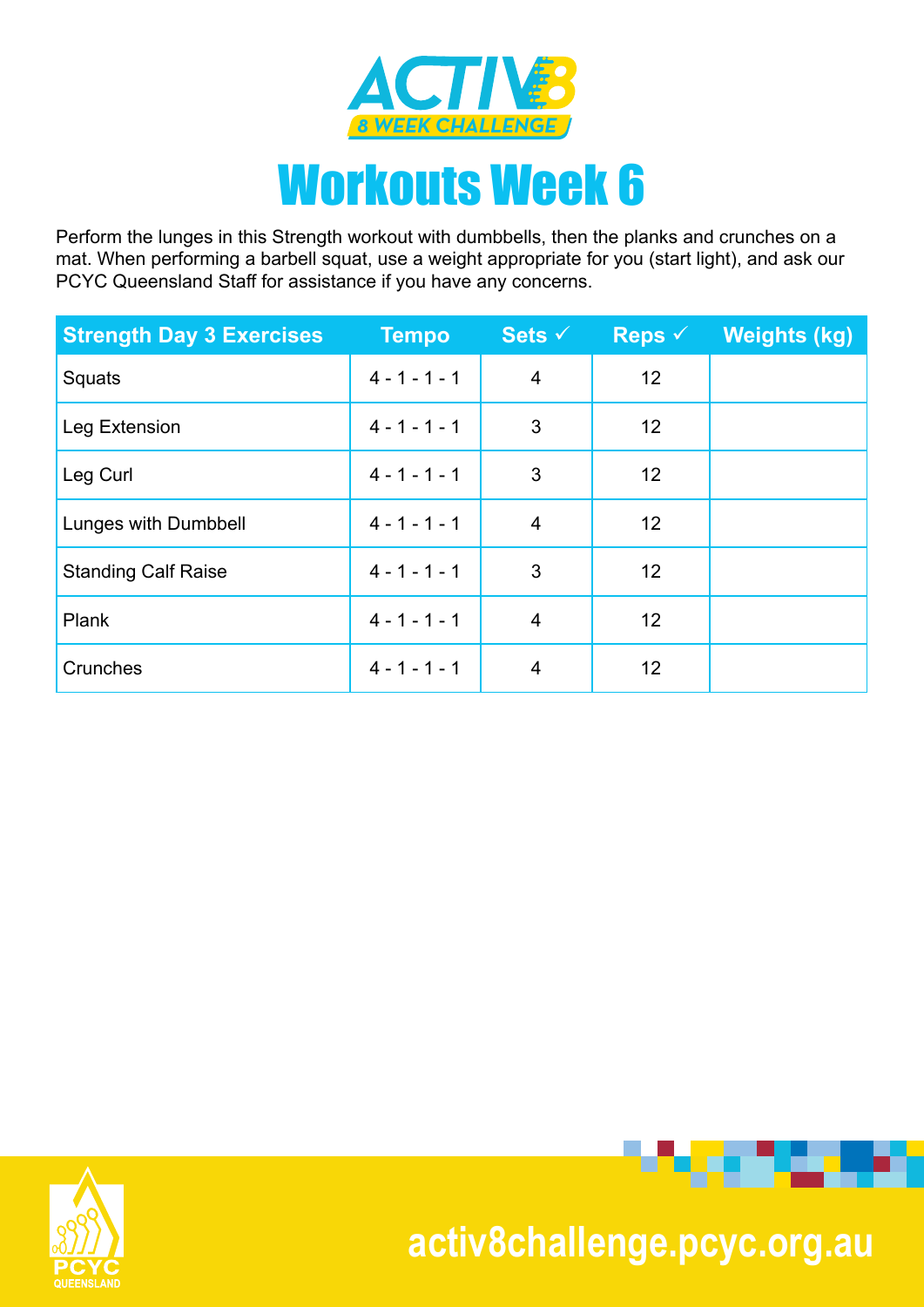ACTIV8

8 WEEK CHALLENGE

# Workouts Week 6

Perform the lunges in this Strength workout with dumbbells, then the planks and crunches on a mat. When performing a barbell squat, use a weight appropriate for you (start light), and ask our PCYC Queensland Staff for assistance if you have any concerns.

| Strength Day 3 Exercises | Tempo | Sets ✓ | Reps ✓ | Weights (kg) |
|---|---|---|---|---|
| Squats | 4 - 1 - 1 - 1 | 4 | 12 | |
| Leg Extension | 4 - 1 - 1 - 1 | 3 | 12 | |
| Leg Curl | 4 - 1 - 1 - 1 | 3 | 12 | |
| Lunges with Dumbbell | 4 - 1 - 1 - 1 | 4 | 12 | |
| Standing Calf Raise | 4 - 1 - 1 - 1 | 3 | 12 | |
| Plank | 4 - 1 - 1 - 1 | 4 | 12 | |
| Crunches | 4 - 1 - 1 - 1 | 4 | 12 | |

PCYC QUEENSLAND

activ8challenge.pcyc.org.au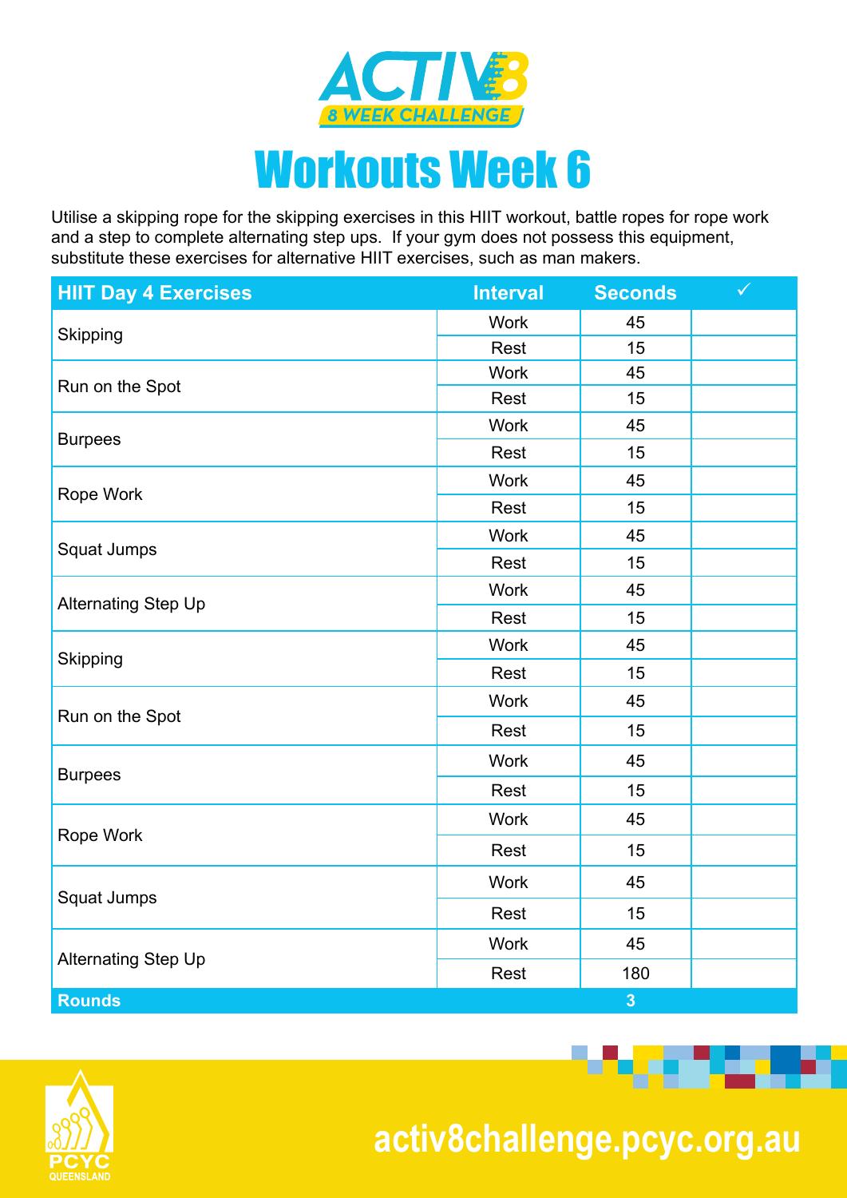# ACTIV8 8 WEEK CHALLENGE

# Workouts Week 6

Utilise a skipping rope for the skipping exercises in this HIIT workout, battle ropes for rope work and a step to complete alternating step ups. If your gym does not possess this equipment, substitute these exercises for alternative HIIT exercises, such as man makers.

| HIIT Day 4 Exercises | Interval | Seconds | ✓ |
|---|---|---|---|
| Skipping | Work | 45 | |
| | Rest | 15 | |
| Run on the Spot | Work | 45 | |
| | Rest | 15 | |
| Burpees | Work | 45 | |
| | Rest | 15 | |
| Rope Work | Work | 45 | |
| | Rest | 15 | |
| Squat Jumps | Work | 45 | |
| | Rest | 15 | |
| Alternating Step Up | Work | 45 | |
| | Rest | 15 | |
| Skipping | Work | 45 | |
| | Rest | 15 | |
| Run on the Spot | Work | 45 | |
| | Rest | 15 | |
| Burpees | Work | 45 | |
| | Rest | 15 | |
| Rope Work | Work | 45 | |
| | Rest | 15 | |
| Squat Jumps | Work | 45 | |
| | Rest | 15 | |
| Alternating Step Up | Work | 45 | |
| | Rest | 180 | |
| **Rounds** | | **3** | |

PCYC QUEENSLAND

activ8challenge.pcyc.org.au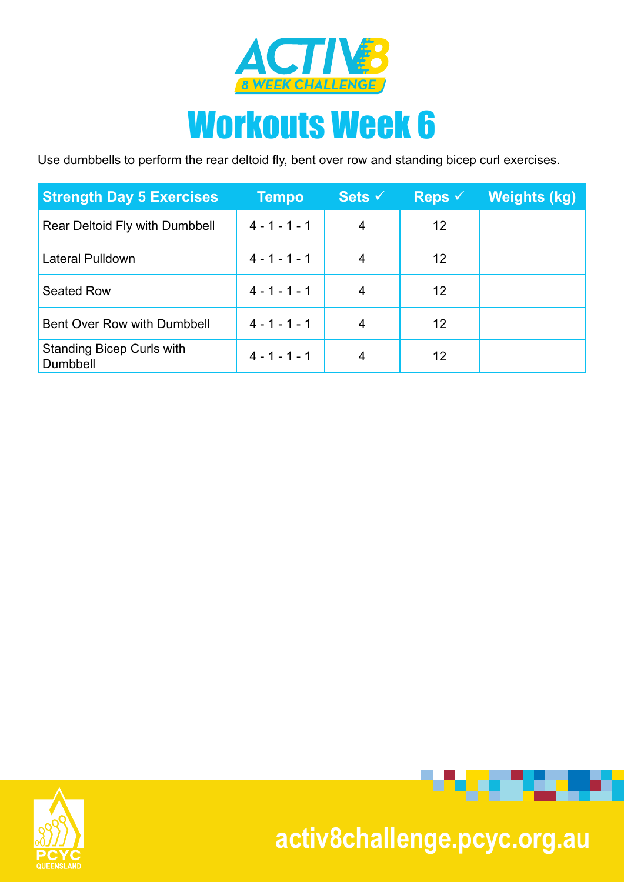# ACTIV8 8 WEEK CHALLENGE

# Workouts Week 6

Use dumbbells to perform the rear deltoid fly, bent over row and standing bicep curl exercises.

| Strength Day 5 Exercises | Tempo | Sets ✓ | Reps ✓ | Weights (kg) |
|---|---|---|---|---|
| Rear Deltoid Fly with Dumbbell | 4 - 1 - 1 - 1 | 4 | 12 | |
| Lateral Pulldown | 4 - 1 - 1 - 1 | 4 | 12 | |
| Seated Row | 4 - 1 - 1 - 1 | 4 | 12 | |
| Bent Over Row with Dumbbell | 4 - 1 - 1 - 1 | 4 | 12 | |
| Standing Bicep Curls with Dumbbell | 4 - 1 - 1 - 1 | 4 | 12 | |

PCYC QUEENSLAND

activ8challenge.pcyc.org.au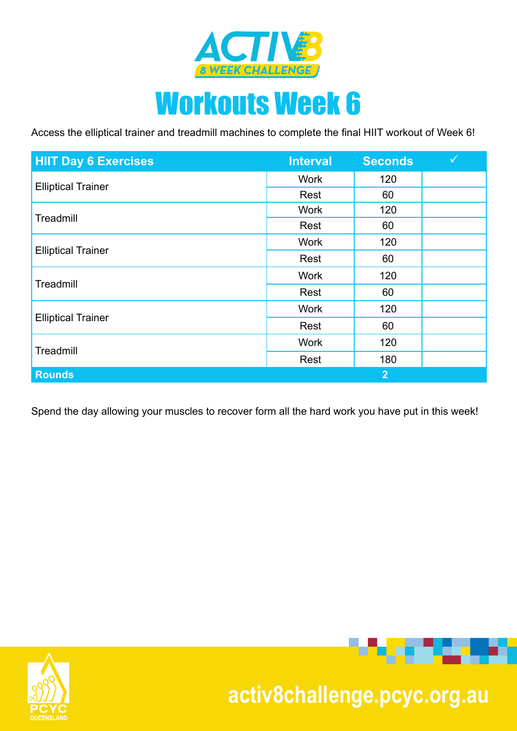# ACTIV8

## 8 WEEK CHALLENGE

# Workouts Week 6

Access the elliptical trainer and treadmill machines to complete the final HIIT workout of Week 6!

| HIIT Day 6 Exercises | Interval | Seconds | ✓ |
|---|---|---|---|
| Elliptical Trainer | Work | 120 | |
| | Rest | 60 | |
| Treadmill | Work | 120 | |
| | Rest | 60 | |
| Elliptical Trainer | Work | 120 | |
| | Rest | 60 | |
| Treadmill | Work | 120 | |
| | Rest | 60 | |
| Elliptical Trainer | Work | 120 | |
| | Rest | 60 | |
| Treadmill | Work | 120 | |
| | Rest | 180 | |
| **Rounds** | | **2** | |

Spend the day allowing your muscles to recover form all the hard work you have put in this week!

PCYC QUEENSLAND

activ8challenge.pcyc.org.au